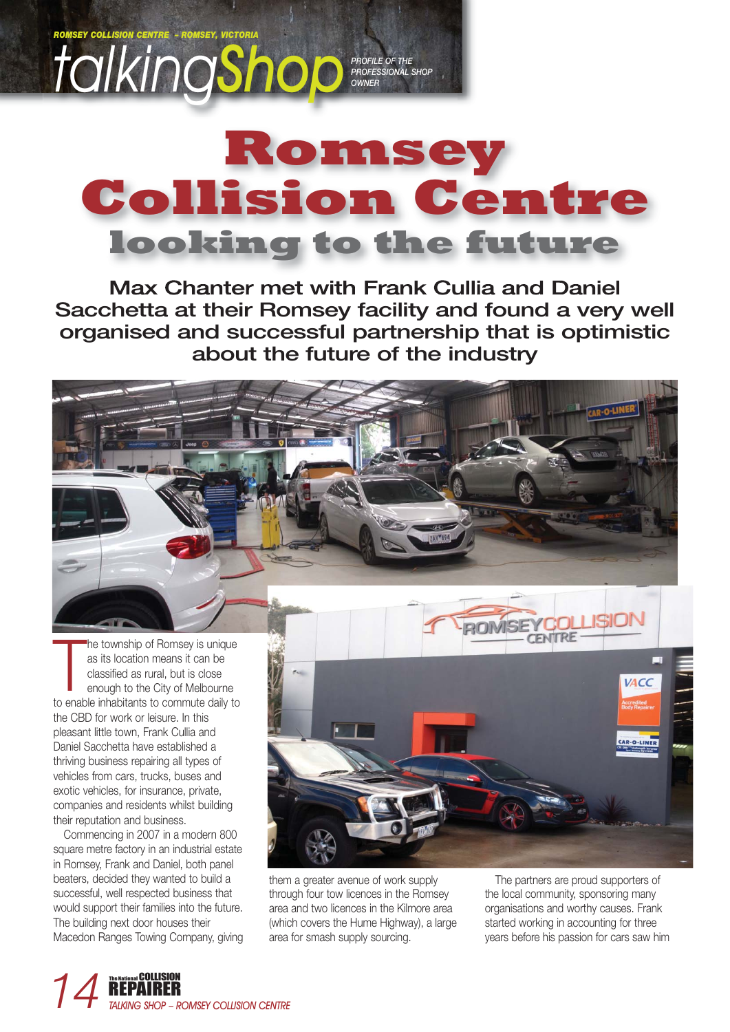ROMSEY COLLISION CENTRE – ROMSEY, VICTORIA

talkingShop PROFILE OF THE PROFESSIONAL SHOP OWNER

# Romsey Collision Centre looking to the future

**Max Chanter met with Frank Cullia and Daniel Sacchetta at their Romsey facility and found a very well organised and successful partnership that is optimistic about the future of the industry**

The township of Romsey is unique as its location means it can be classified as rural, but is close enough to the City of Melbourne to enable inhabitants to commute daily to the CBD for work or leisure. In this pleasant little town, Frank Cullia and Daniel Sacchetta have established a thriving business repairing all types of vehicles from cars, trucks, buses and exotic vehicles, for insurance, private, companies and residents whilst building their reputation and business.

Commencing in 2007 in a modern 800 square metre factory in an industrial estate in Romsey, Frank and Daniel, both panel beaters, decided they wanted to build a successful, well respected business that would support their families into the future. The building next door houses their Macedon Ranges Towing Company, giving them a greater avenue of work supply through four tow licences in the Romsey area and two licences in the Kilmore area (which covers the Hume Highway), a large area for smash supply sourcing.

The partners are proud supporters of the local community, sponsoring many organisations and worthy causes. Frank started working in accounting for three years before his passion for cars saw him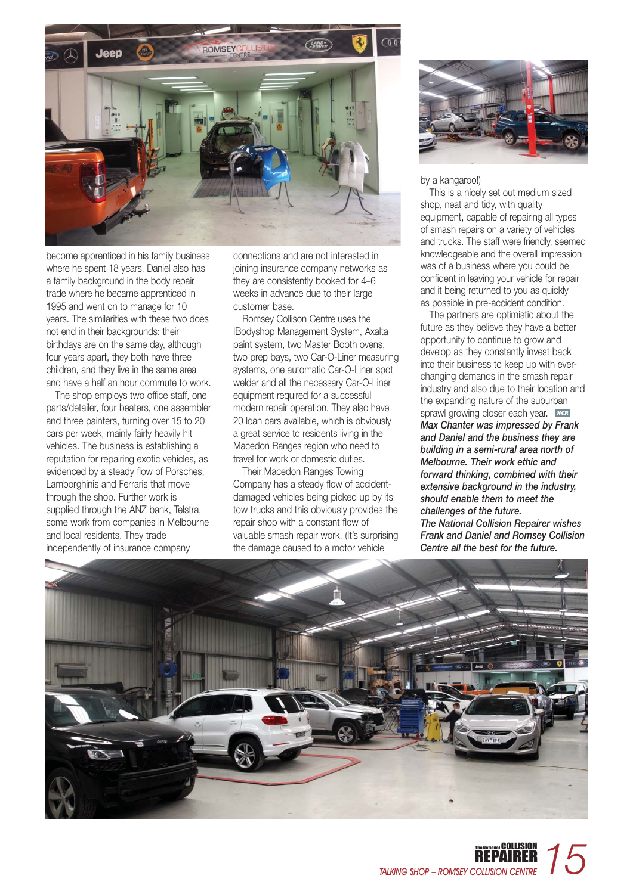become apprenticed in his family business where he spent 18 years. Daniel also has a family background in the body repair trade where he became apprenticed in 1995 and went on to manage for 10 years. The similarities with these two does not end in their backgrounds: their birthdays are on the same day, although four years apart, they both have three children, and they live in the same area and have a half an hour commute to work.

The shop employs two office staff, one parts/detailer, four beaters, one assembler and three painters, turning over 15 to 20 cars per week, mainly fairly heavily hit vehicles. The business is establishing a reputation for repairing exotic vehicles, as evidenced by a steady flow of Porsches, Lamborghinis and Ferraris that move through the shop. Further work is supplied through the ANZ bank, Telstra, some work from companies in Melbourne and local residents. They trade independently of insurance company connections and are not interested in joining insurance company networks as they are consistently booked for 4–6 weeks in advance due to their large customer base.

Romsey Collison Centre uses the IBodyshop Management System, Axalta paint system, two Master Booth ovens, two prep bays, two Car-O-Liner measuring systems, one automatic Car-O-Liner spot welder and all the necessary Car-O-Liner equipment required for a successful modern repair operation. They also have 20 loan cars available, which is obviously a great service to residents living in the Macedon Ranges region who need to travel for work or domestic duties.

Their Macedon Ranges Towing Company has a steady flow of accident-damaged vehicles being picked up by its tow trucks and this obviously provides the repair shop with a constant flow of valuable smash repair work. (It's surprising the damage caused to a motor vehicle by a kangaroo!)

This is a nicely set out medium sized shop, neat and tidy, with quality equipment, capable of repairing all types of smash repairs on a variety of vehicles and trucks. The staff were friendly, seemed knowledgeable and the overall impression was of a business where you could be confident in leaving your vehicle for repair and it being returned to you as quickly as possible in pre-accident condition.

The partners are optimistic about the future as they believe they have a better opportunity to continue to grow and develop as they constantly invest back into their business to keep up with ever-changing demands in the smash repair industry and also due to their location and the expanding nature of the suburban sprawl growing closer each year.

***Max Chanter was impressed by Frank and Daniel and the business they are building in a semi-rural area north of Melbourne. Their work ethic and forward thinking, combined with their extensive background in the industry, should enable them to meet the challenges of the future.***

***The National Collision Repairer wishes Frank and Daniel and Romsey Collision Centre all the best for the future.***